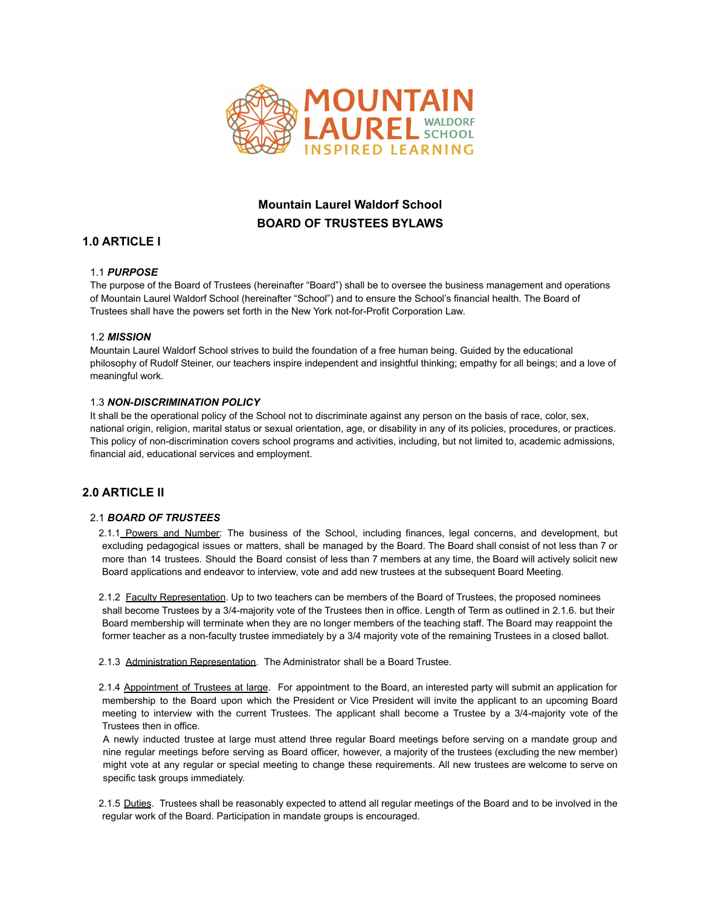# Mountain Laurel Waldorf School
# BOARD OF TRUSTEES BYLAWS

## 1.0 ARTICLE I

### 1.1 ***PURPOSE***

The purpose of the Board of Trustees (hereinafter "Board") shall be to oversee the business management and operations of Mountain Laurel Waldorf School (hereinafter "School") and to ensure the School's financial health. The Board of Trustees shall have the powers set forth in the New York not-for-Profit Corporation Law.

### 1.2 ***MISSION***

Mountain Laurel Waldorf School strives to build the foundation of a free human being. Guided by the educational philosophy of Rudolf Steiner, our teachers inspire independent and insightful thinking; empathy for all beings; and a love of meaningful work.

### 1.3 ***NON-DISCRIMINATION POLICY***

It shall be the operational policy of the School not to discriminate against any person on the basis of race, color, sex, national origin, religion, marital status or sexual orientation, age, or disability in any of its policies, procedures, or practices. This policy of non-discrimination covers school programs and activities, including, but not limited to, academic admissions, financial aid, educational services and employment.

## 2.0 ARTICLE II

### 2.1 ***BOARD OF TRUSTEES***

2.1.1 Powers and Number: The business of the School, including finances, legal concerns, and development, but excluding pedagogical issues or matters, shall be managed by the Board. The Board shall consist of not less than 7 or more than 14 trustees. Should the Board consist of less than 7 members at any time, the Board will actively solicit new Board applications and endeavor to interview, vote and add new trustees at the subsequent Board Meeting.

2.1.2 Faculty Representation. Up to two teachers can be members of the Board of Trustees, the proposed nominees shall become Trustees by a 3/4-majority vote of the Trustees then in office. Length of Term as outlined in 2.1.6. but their Board membership will terminate when they are no longer members of the teaching staff. The Board may reappoint the former teacher as a non-faculty trustee immediately by a 3/4 majority vote of the remaining Trustees in a closed ballot.

2.1.3 Administration Representation. The Administrator shall be a Board Trustee.

2.1.4 Appointment of Trustees at large. For appointment to the Board, an interested party will submit an application for membership to the Board upon which the President or Vice President will invite the applicant to an upcoming Board meeting to interview with the current Trustees. The applicant shall become a Trustee by a 3/4-majority vote of the Trustees then in office.

A newly inducted trustee at large must attend three regular Board meetings before serving on a mandate group and nine regular meetings before serving as Board officer, however, a majority of the trustees (excluding the new member) might vote at any regular or special meeting to change these requirements. All new trustees are welcome to serve on specific task groups immediately.

2.1.5 Duties. Trustees shall be reasonably expected to attend all regular meetings of the Board and to be involved in the regular work of the Board. Participation in mandate groups is encouraged.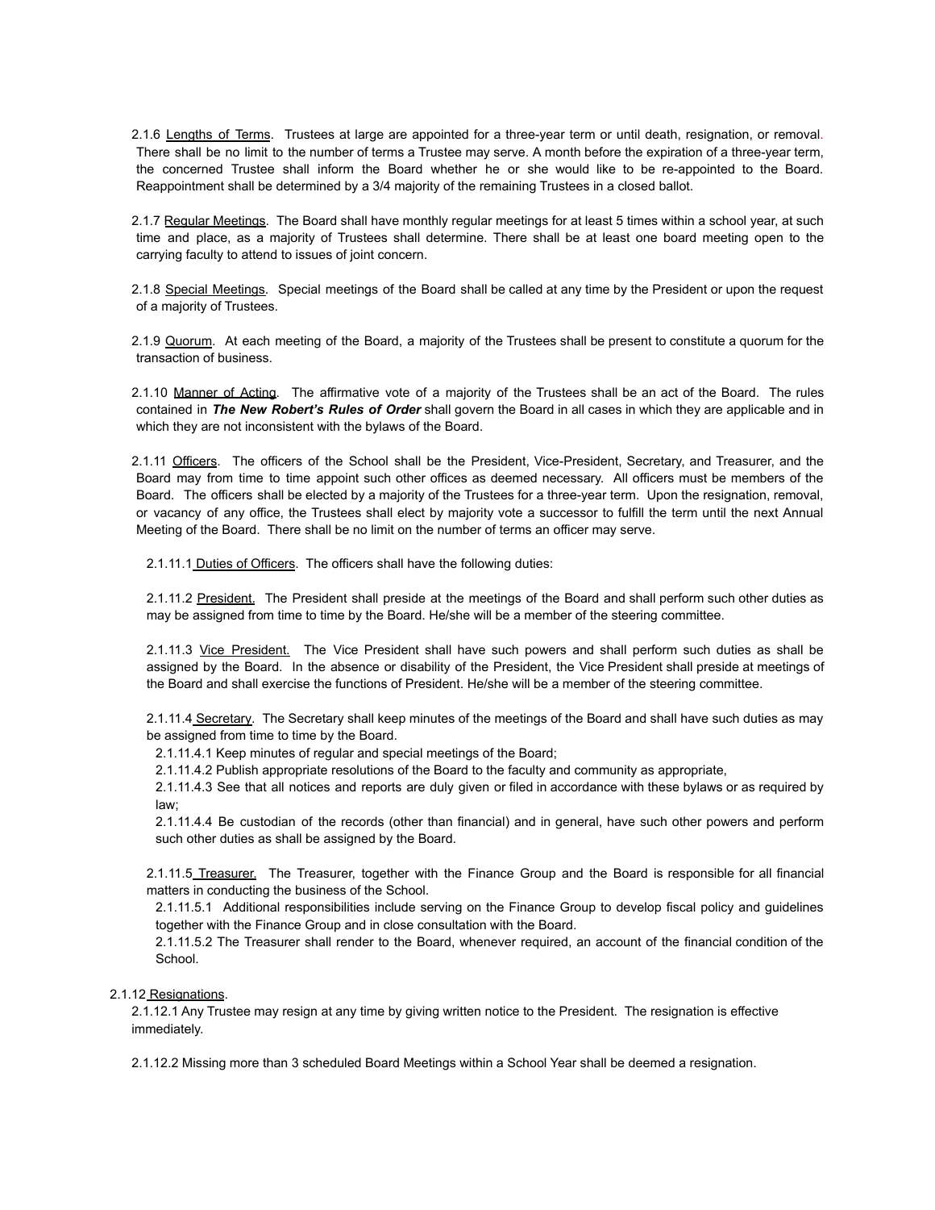2.1.6 Lengths of Terms. Trustees at large are appointed for a three-year term or until death, resignation, or removal. There shall be no limit to the number of terms a Trustee may serve. A month before the expiration of a three-year term, the concerned Trustee shall inform the Board whether he or she would like to be re-appointed to the Board. Reappointment shall be determined by a 3/4 majority of the remaining Trustees in a closed ballot.

2.1.7 Regular Meetings. The Board shall have monthly regular meetings for at least 5 times within a school year, at such time and place, as a majority of Trustees shall determine. There shall be at least one board meeting open to the carrying faculty to attend to issues of joint concern.

2.1.8 Special Meetings. Special meetings of the Board shall be called at any time by the President or upon the request of a majority of Trustees.

2.1.9 Quorum. At each meeting of the Board, a majority of the Trustees shall be present to constitute a quorum for the transaction of business.

2.1.10 Manner of Acting. The affirmative vote of a majority of the Trustees shall be an act of the Board. The rules contained in ***The New Robert's Rules of Order*** shall govern the Board in all cases in which they are applicable and in which they are not inconsistent with the bylaws of the Board.

2.1.11 Officers. The officers of the School shall be the President, Vice-President, Secretary, and Treasurer, and the Board may from time to time appoint such other offices as deemed necessary. All officers must be members of the Board. The officers shall be elected by a majority of the Trustees for a three-year term. Upon the resignation, removal, or vacancy of any office, the Trustees shall elect by majority vote a successor to fulfill the term until the next Annual Meeting of the Board. There shall be no limit on the number of terms an officer may serve.

2.1.11.1 Duties of Officers. The officers shall have the following duties:

2.1.11.2 President. The President shall preside at the meetings of the Board and shall perform such other duties as may be assigned from time to time by the Board. He/she will be a member of the steering committee.

2.1.11.3 Vice President. The Vice President shall have such powers and shall perform such duties as shall be assigned by the Board. In the absence or disability of the President, the Vice President shall preside at meetings of the Board and shall exercise the functions of President. He/she will be a member of the steering committee.

2.1.11.4 Secretary. The Secretary shall keep minutes of the meetings of the Board and shall have such duties as may be assigned from time to time by the Board.

2.1.11.4.1 Keep minutes of regular and special meetings of the Board;

2.1.11.4.2 Publish appropriate resolutions of the Board to the faculty and community as appropriate,

2.1.11.4.3 See that all notices and reports are duly given or filed in accordance with these bylaws or as required by law;

2.1.11.4.4 Be custodian of the records (other than financial) and in general, have such other powers and perform such other duties as shall be assigned by the Board.

2.1.11.5 Treasurer. The Treasurer, together with the Finance Group and the Board is responsible for all financial matters in conducting the business of the School.

2.1.11.5.1 Additional responsibilities include serving on the Finance Group to develop fiscal policy and guidelines together with the Finance Group and in close consultation with the Board.

2.1.11.5.2 The Treasurer shall render to the Board, whenever required, an account of the financial condition of the School.

2.1.12 Resignations.

2.1.12.1 Any Trustee may resign at any time by giving written notice to the President. The resignation is effective immediately.

2.1.12.2 Missing more than 3 scheduled Board Meetings within a School Year shall be deemed a resignation.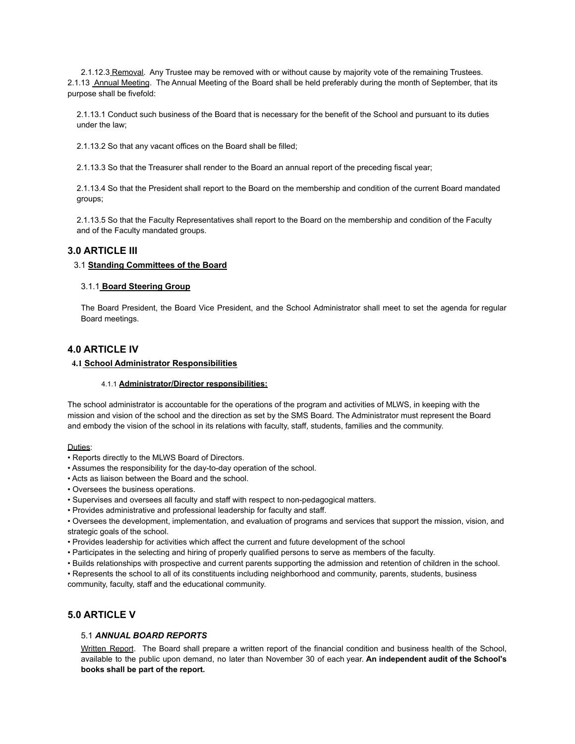2.1.12.3 Removal. Any Trustee may be removed with or without cause by majority vote of the remaining Trustees.

2.1.13 Annual Meeting. The Annual Meeting of the Board shall be held preferably during the month of September, that its purpose shall be fivefold:

2.1.13.1 Conduct such business of the Board that is necessary for the benefit of the School and pursuant to its duties under the law;

2.1.13.2 So that any vacant offices on the Board shall be filled;

2.1.13.3 So that the Treasurer shall render to the Board an annual report of the preceding fiscal year;

2.1.13.4 So that the President shall report to the Board on the membership and condition of the current Board mandated groups;

2.1.13.5 So that the Faculty Representatives shall report to the Board on the membership and condition of the Faculty and of the Faculty mandated groups.

## 3.0 ARTICLE III

### 3.1 **Standing Committees of the Board**

#### 3.1.1 **Board Steering Group**

The Board President, the Board Vice President, and the School Administrator shall meet to set the agenda for regular Board meetings.

## 4.0 ARTICLE IV

### 4.1 **School Administrator Responsibilities**

#### 4.1.1 **Administrator/Director responsibilities:**

The school administrator is accountable for the operations of the program and activities of MLWS, in keeping with the mission and vision of the school and the direction as set by the SMS Board. The Administrator must represent the Board and embody the vision of the school in its relations with faculty, staff, students, families and the community.

Duties:

- Reports directly to the MLWS Board of Directors.
- Assumes the responsibility for the day-to-day operation of the school.
- Acts as liaison between the Board and the school.
- Oversees the business operations.
- Supervises and oversees all faculty and staff with respect to non-pedagogical matters.
- Provides administrative and professional leadership for faculty and staff.
- Oversees the development, implementation, and evaluation of programs and services that support the mission, vision, and strategic goals of the school.
- Provides leadership for activities which affect the current and future development of the school
- Participates in the selecting and hiring of properly qualified persons to serve as members of the faculty.
- Builds relationships with prospective and current parents supporting the admission and retention of children in the school.
- Represents the school to all of its constituents including neighborhood and community, parents, students, business community, faculty, staff and the educational community.

## 5.0 ARTICLE V

### 5.1 ***ANNUAL BOARD REPORTS***

Written Report. The Board shall prepare a written report of the financial condition and business health of the School, available to the public upon demand, no later than November 30 of each year. **An independent audit of the School's books shall be part of the report.**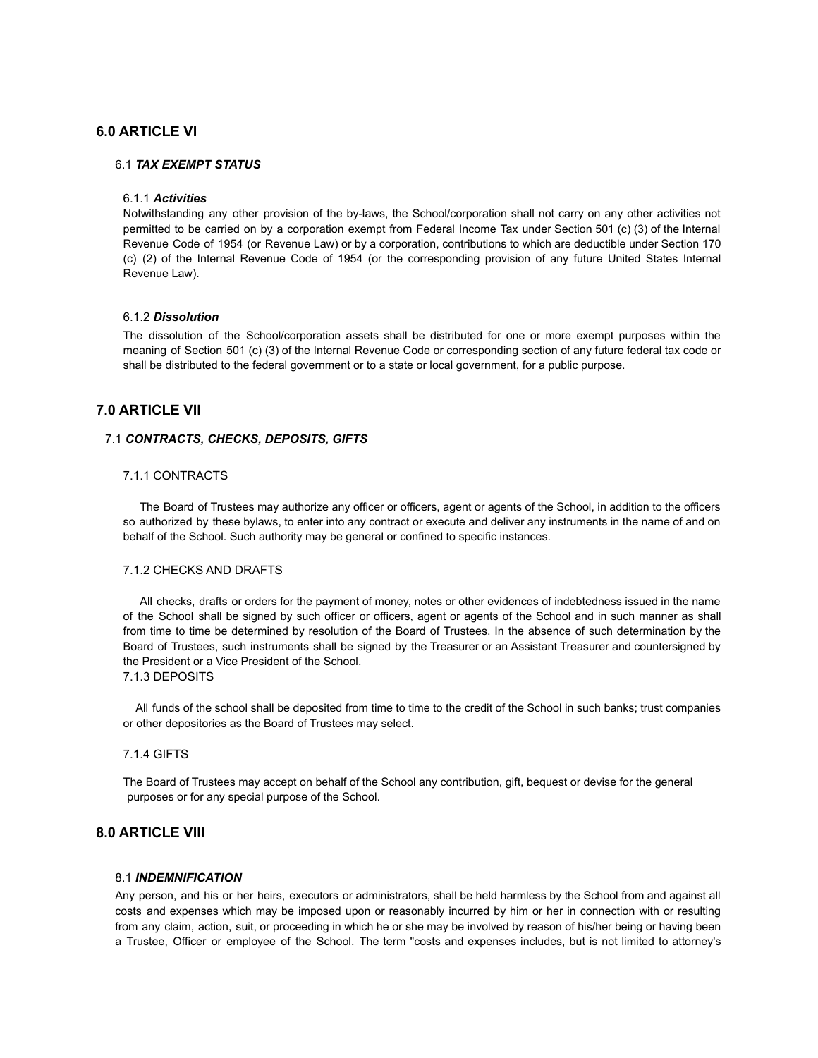## 6.0 ARTICLE VI

### 6.1 *TAX EXEMPT STATUS*

#### 6.1.1 *Activities*

Notwithstanding any other provision of the by-laws, the School/corporation shall not carry on any other activities not permitted to be carried on by a corporation exempt from Federal Income Tax under Section 501 (c) (3) of the Internal Revenue Code of 1954 (or Revenue Law) or by a corporation, contributions to which are deductible under Section 170 (c) (2) of the Internal Revenue Code of 1954 (or the corresponding provision of any future United States Internal Revenue Law).

#### 6.1.2 *Dissolution*

The dissolution of the School/corporation assets shall be distributed for one or more exempt purposes within the meaning of Section 501 (c) (3) of the Internal Revenue Code or corresponding section of any future federal tax code or shall be distributed to the federal government or to a state or local government, for a public purpose.

## 7.0 ARTICLE VII

### 7.1 *CONTRACTS, CHECKS, DEPOSITS, GIFTS*

#### 7.1.1 CONTRACTS

The Board of Trustees may authorize any officer or officers, agent or agents of the School, in addition to the officers so authorized by these bylaws, to enter into any contract or execute and deliver any instruments in the name of and on behalf of the School. Such authority may be general or confined to specific instances.

#### 7.1.2 CHECKS AND DRAFTS

All checks, drafts or orders for the payment of money, notes or other evidences of indebtedness issued in the name of the School shall be signed by such officer or officers, agent or agents of the School and in such manner as shall from time to time be determined by resolution of the Board of Trustees. In the absence of such determination by the Board of Trustees, such instruments shall be signed by the Treasurer or an Assistant Treasurer and countersigned by the President or a Vice President of the School.

#### 7.1.3 DEPOSITS

All funds of the school shall be deposited from time to time to the credit of the School in such banks; trust companies or other depositories as the Board of Trustees may select.

#### 7.1.4 GIFTS

The Board of Trustees may accept on behalf of the School any contribution, gift, bequest or devise for the general purposes or for any special purpose of the School.

## 8.0 ARTICLE VIII

### 8.1 *INDEMNIFICATION*

Any person, and his or her heirs, executors or administrators, shall be held harmless by the School from and against all costs and expenses which may be imposed upon or reasonably incurred by him or her in connection with or resulting from any claim, action, suit, or proceeding in which he or she may be involved by reason of his/her being or having been a Trustee, Officer or employee of the School. The term "costs and expenses includes, but is not limited to attorney's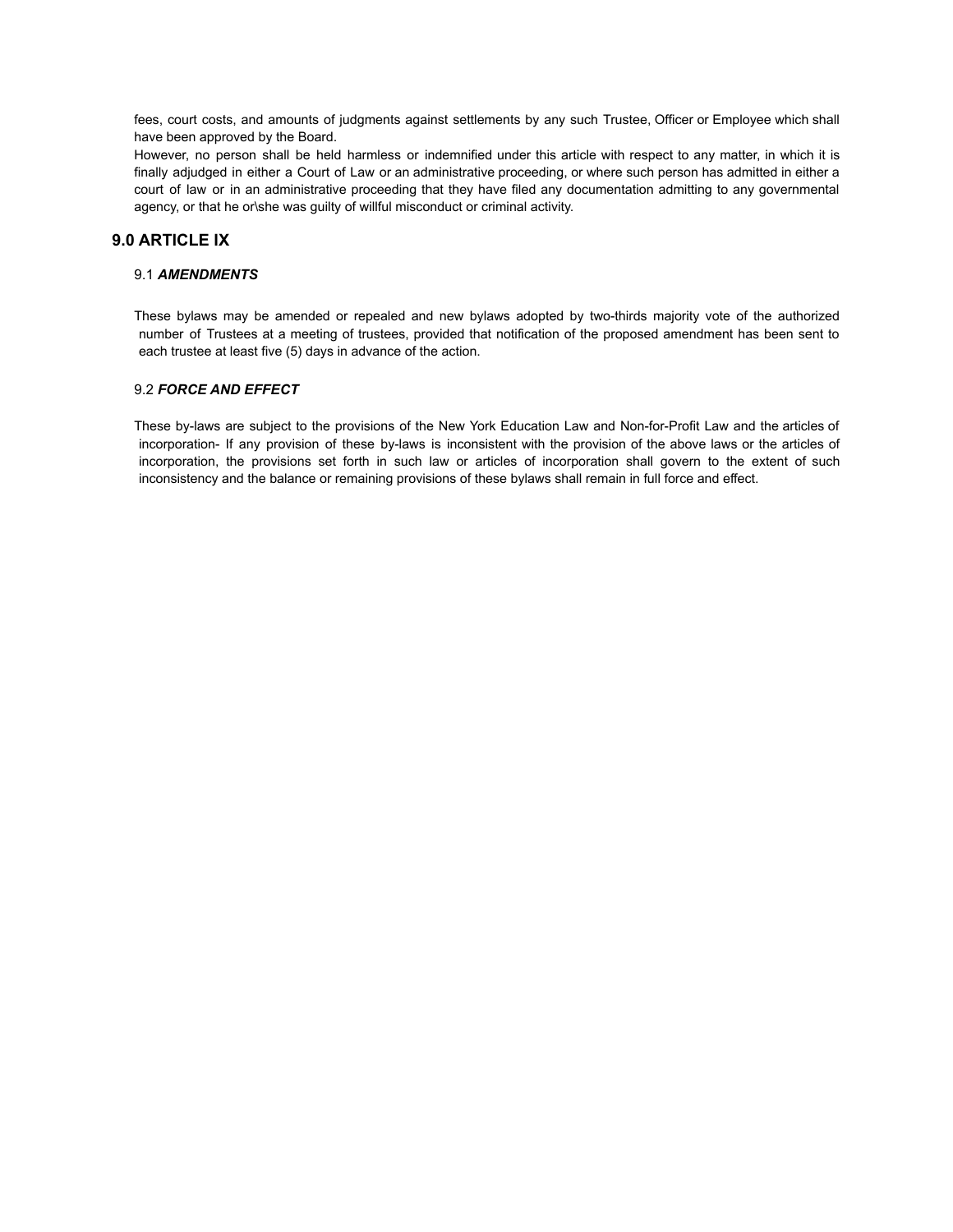fees, court costs, and amounts of judgments against settlements by any such Trustee, Officer or Employee which shall have been approved by the Board.

However, no person shall be held harmless or indemnified under this article with respect to any matter, in which it is finally adjudged in either a Court of Law or an administrative proceeding, or where such person has admitted in either a court of law or in an administrative proceeding that they have filed any documentation admitting to any governmental agency, or that he or\she was guilty of willful misconduct or criminal activity.

## 9.0 ARTICLE IX

### 9.1 ***AMENDMENTS***

These bylaws may be amended or repealed and new bylaws adopted by two-thirds majority vote of the authorized number of Trustees at a meeting of trustees, provided that notification of the proposed amendment has been sent to each trustee at least five (5) days in advance of the action.

### 9.2 ***FORCE AND EFFECT***

These by-laws are subject to the provisions of the New York Education Law and Non-for-Profit Law and the articles of incorporation- If any provision of these by-laws is inconsistent with the provision of the above laws or the articles of incorporation, the provisions set forth in such law or articles of incorporation shall govern to the extent of such inconsistency and the balance or remaining provisions of these bylaws shall remain in full force and effect.